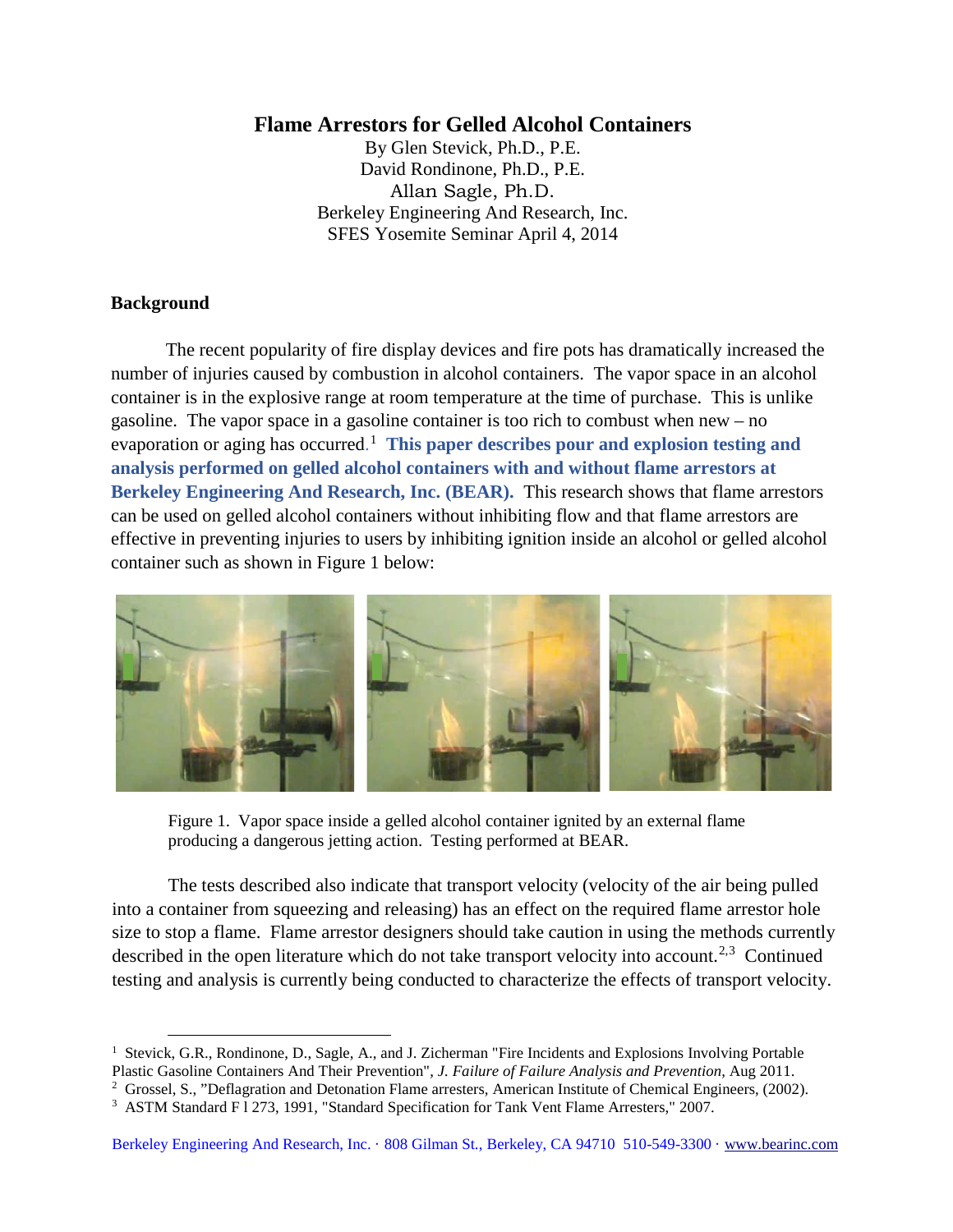# Flame Arrestors for Gelled Alcohol Containers

By Glen Stevick, Ph.D., P.E.
David Rondinone, Ph.D., P.E.
Allan Sagle, Ph.D.
Berkeley Engineering And Research, Inc.
SFES Yosemite Seminar April 4, 2014

## Background

The recent popularity of fire display devices and fire pots has dramatically increased the number of injuries caused by combustion in alcohol containers. The vapor space in an alcohol container is in the explosive range at room temperature at the time of purchase. This is unlike gasoline. The vapor space in a gasoline container is too rich to combust when new – no evaporation or aging has occurred.[1] **This paper describes pour and explosion testing and analysis performed on gelled alcohol containers with and without flame arrestors at Berkeley Engineering And Research, Inc. (BEAR).** This research shows that flame arrestors can be used on gelled alcohol containers without inhibiting flow and that flame arrestors are effective in preventing injuries to users by inhibiting ignition inside an alcohol or gelled alcohol container such as shown in Figure 1 below:

Figure 1. Vapor space inside a gelled alcohol container ignited by an external flame producing a dangerous jetting action. Testing performed at BEAR.

The tests described also indicate that transport velocity (velocity of the air being pulled into a container from squeezing and releasing) has an effect on the required flame arrestor hole size to stop a flame. Flame arrestor designers should take caution in using the methods currently described in the open literature which do not take transport velocity into account.[2,3] Continued testing and analysis is currently being conducted to characterize the effects of transport velocity.

---

[1] Stevick, G.R., Rondinone, D., Sagle, A., and J. Zicherman "Fire Incidents and Explosions Involving Portable Plastic Gasoline Containers And Their Prevention", *J. Failure of Failure Analysis and Prevention,* Aug 2011.

[2] Grossel, S., "Deflagration and Detonation Flame arresters, American Institute of Chemical Engineers, (2002).

[3] ASTM Standard F l 273, 1991, "Standard Specification for Tank Vent Flame Arresters," 2007.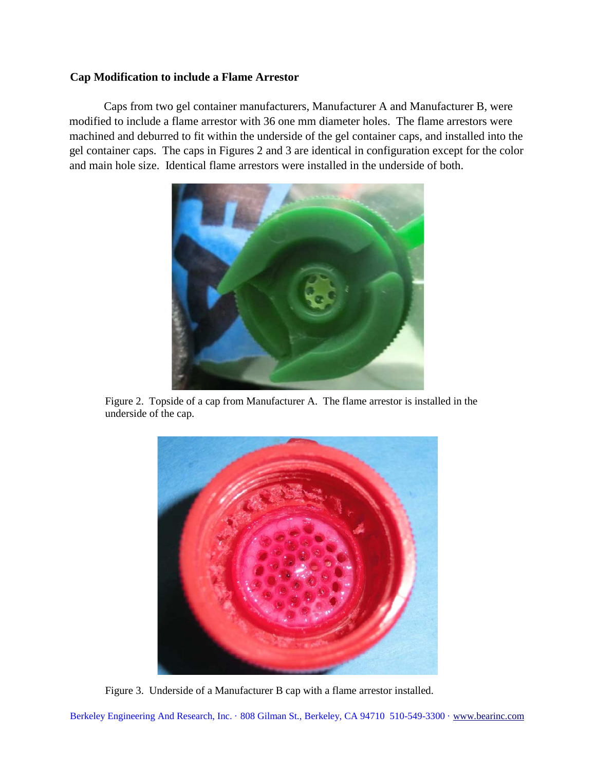### Cap Modification to include a Flame Arrestor

Caps from two gel container manufacturers, Manufacturer A and Manufacturer B, were modified to include a flame arrestor with 36 one mm diameter holes. The flame arrestors were machined and deburred to fit within the underside of the gel container caps, and installed into the gel container caps. The caps in Figures 2 and 3 are identical in configuration except for the color and main hole size. Identical flame arrestors were installed in the underside of both.

Figure 2. Topside of a cap from Manufacturer A. The flame arrestor is installed in the underside of the cap.

Figure 3. Underside of a Manufacturer B cap with a flame arrestor installed.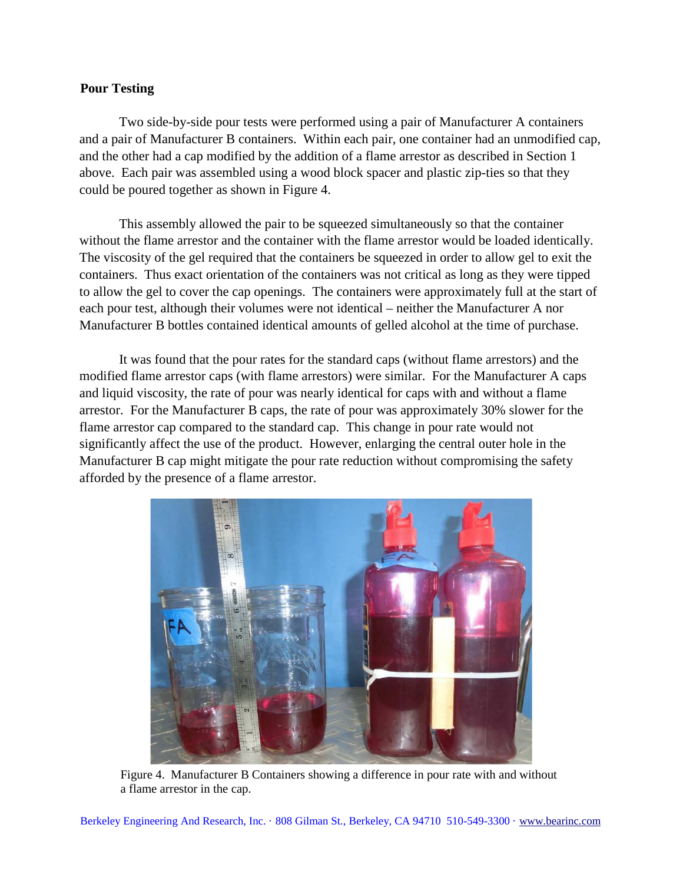## Pour Testing

Two side-by-side pour tests were performed using a pair of Manufacturer A containers and a pair of Manufacturer B containers. Within each pair, one container had an unmodified cap, and the other had a cap modified by the addition of a flame arrestor as described in Section 1 above. Each pair was assembled using a wood block spacer and plastic zip-ties so that they could be poured together as shown in Figure 4.

This assembly allowed the pair to be squeezed simultaneously so that the container without the flame arrestor and the container with the flame arrestor would be loaded identically. The viscosity of the gel required that the containers be squeezed in order to allow gel to exit the containers. Thus exact orientation of the containers was not critical as long as they were tipped to allow the gel to cover the cap openings. The containers were approximately full at the start of each pour test, although their volumes were not identical – neither the Manufacturer A nor Manufacturer B bottles contained identical amounts of gelled alcohol at the time of purchase.

It was found that the pour rates for the standard caps (without flame arrestors) and the modified flame arrestor caps (with flame arrestors) were similar. For the Manufacturer A caps and liquid viscosity, the rate of pour was nearly identical for caps with and without a flame arrestor. For the Manufacturer B caps, the rate of pour was approximately 30% slower for the flame arrestor cap compared to the standard cap. This change in pour rate would not significantly affect the use of the product. However, enlarging the central outer hole in the Manufacturer B cap might mitigate the pour rate reduction without compromising the safety afforded by the presence of a flame arrestor.

Figure 4. Manufacturer B Containers showing a difference in pour rate with and without a flame arrestor in the cap.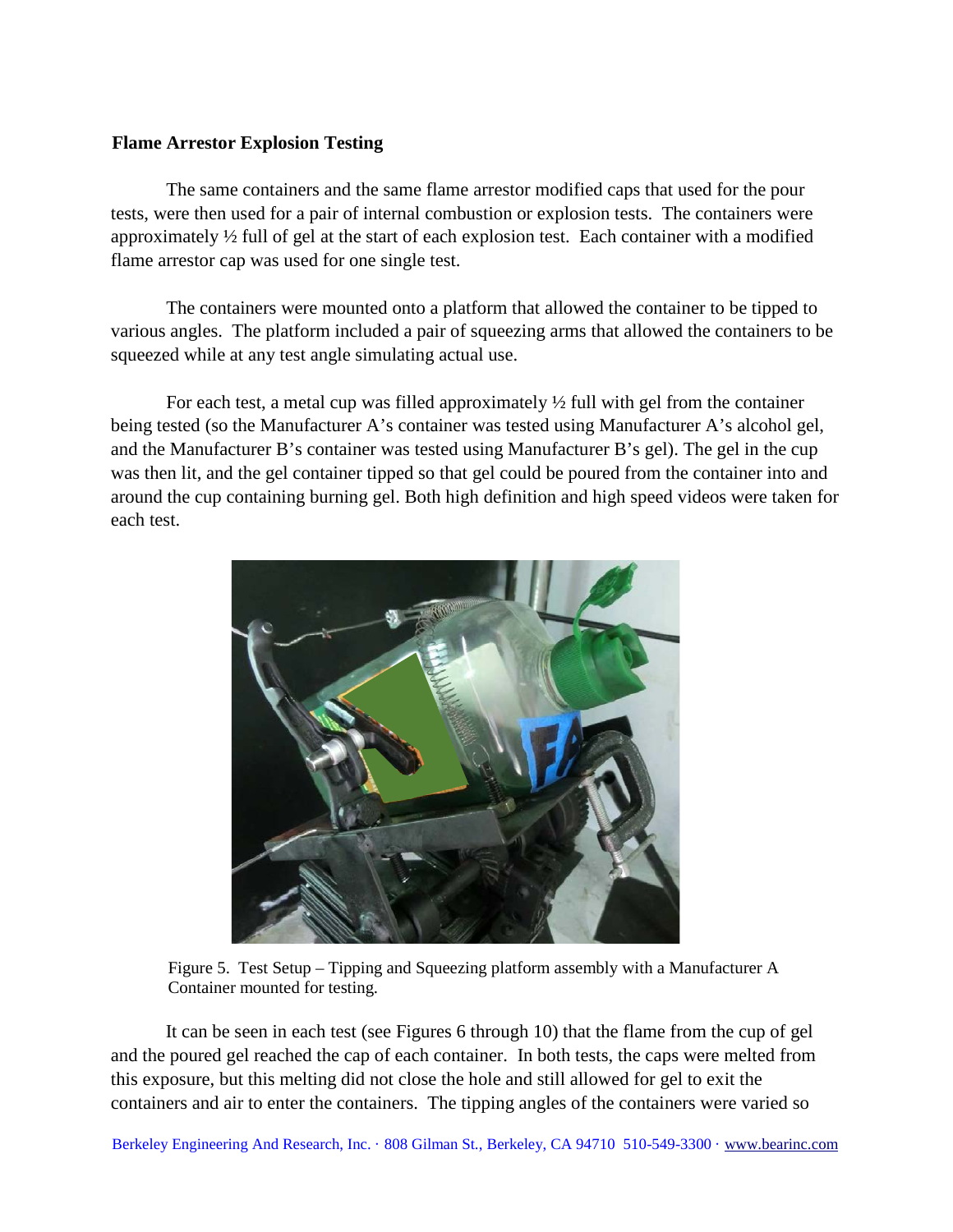**Flame Arrestor Explosion Testing**

The same containers and the same flame arrestor modified caps that used for the pour tests, were then used for a pair of internal combustion or explosion tests. The containers were approximately ½ full of gel at the start of each explosion test. Each container with a modified flame arrestor cap was used for one single test.

The containers were mounted onto a platform that allowed the container to be tipped to various angles. The platform included a pair of squeezing arms that allowed the containers to be squeezed while at any test angle simulating actual use.

For each test, a metal cup was filled approximately ½ full with gel from the container being tested (so the Manufacturer A's container was tested using Manufacturer A's alcohol gel, and the Manufacturer B's container was tested using Manufacturer B's gel). The gel in the cup was then lit, and the gel container tipped so that gel could be poured from the container into and around the cup containing burning gel. Both high definition and high speed videos were taken for each test.

Figure 5. Test Setup – Tipping and Squeezing platform assembly with a Manufacturer A Container mounted for testing.

It can be seen in each test (see Figures 6 through 10) that the flame from the cup of gel and the poured gel reached the cap of each container. In both tests, the caps were melted from this exposure, but this melting did not close the hole and still allowed for gel to exit the containers and air to enter the containers. The tipping angles of the containers were varied so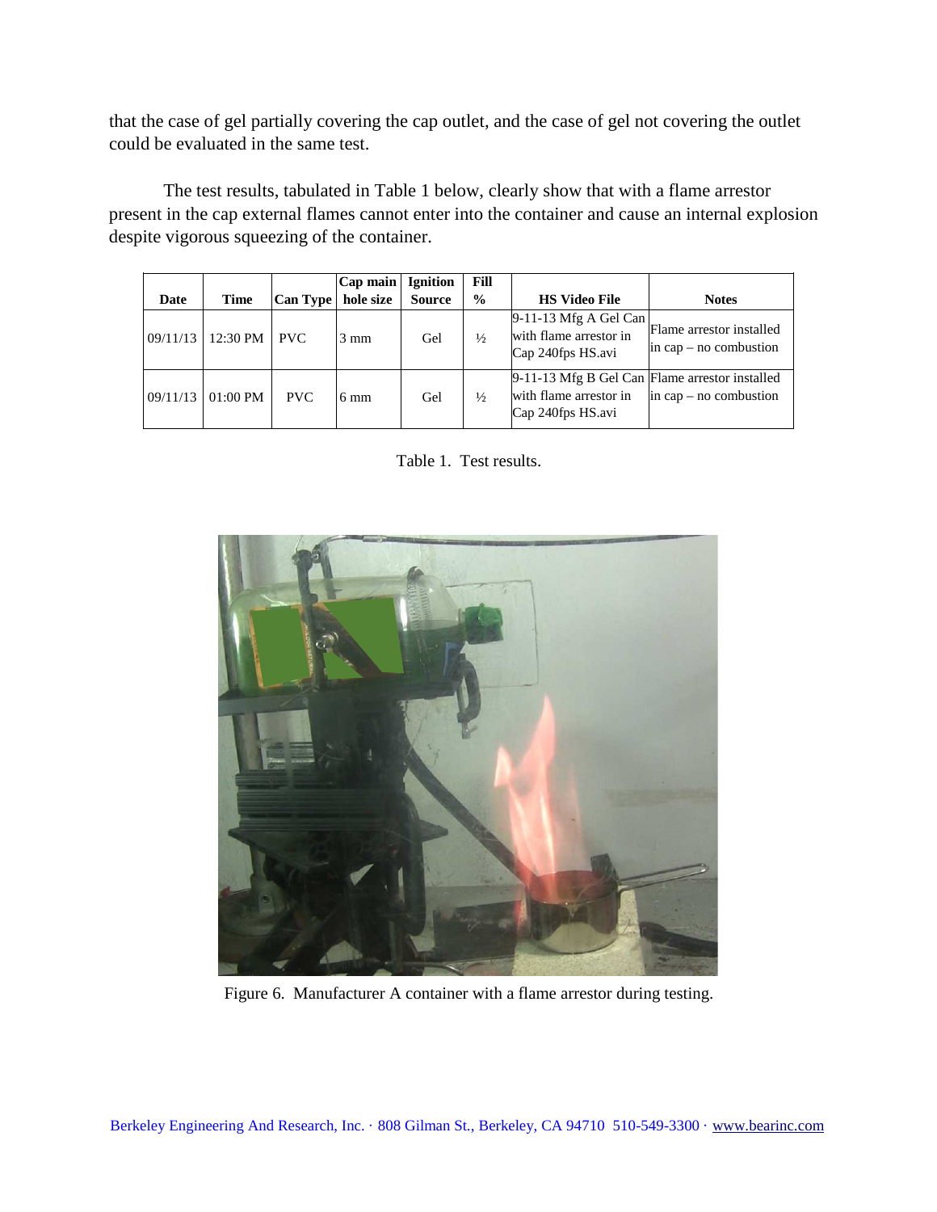that the case of gel partially covering the cap outlet, and the case of gel not covering the outlet could be evaluated in the same test.

The test results, tabulated in Table 1 below, clearly show that with a flame arrestor present in the cap external flames cannot enter into the container and cause an internal explosion despite vigorous squeezing of the container.

| Date | Time | Can Type | Cap main hole size | Ignition Source | Fill % | HS Video File | Notes |
|---|---|---|---|---|---|---|---|
| 09/11/13 | 12:30 PM | PVC | 3 mm | Gel | ½ | 9-11-13 Mfg A Gel Can with flame arrestor in Cap 240fps HS.avi | Flame arrestor installed in cap – no combustion |
| 09/11/13 | 01:00 PM | PVC | 6 mm | Gel | ½ | 9-11-13 Mfg B Gel Can with flame arrestor in Cap 240fps HS.avi | Flame arrestor installed in cap – no combustion |

Table 1. Test results.

Figure 6. Manufacturer A container with a flame arrestor during testing.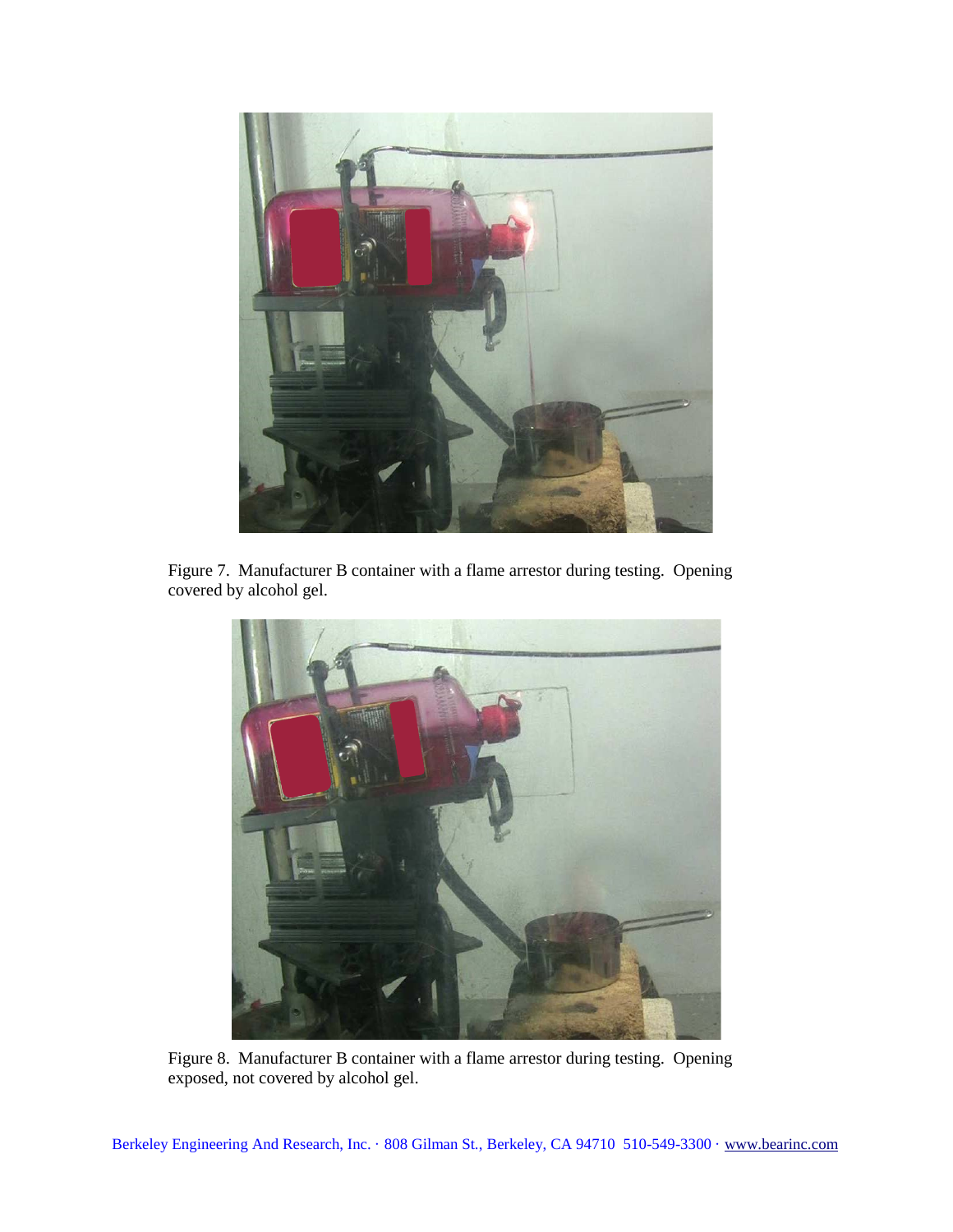Figure 7. Manufacturer B container with a flame arrestor during testing. Opening covered by alcohol gel.

Figure 8. Manufacturer B container with a flame arrestor during testing. Opening exposed, not covered by alcohol gel.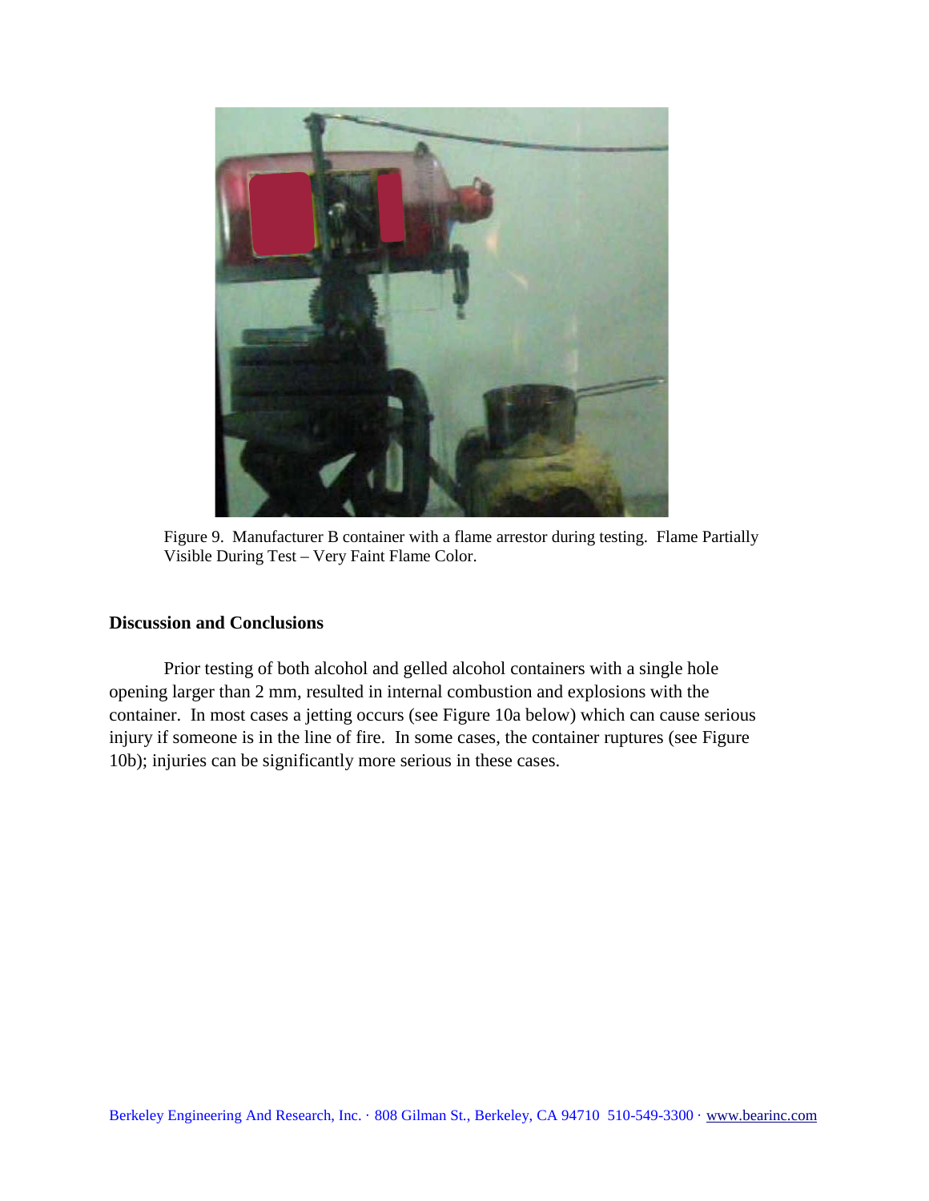Figure 9. Manufacturer B container with a flame arrestor during testing. Flame Partially Visible During Test – Very Faint Flame Color.

## Discussion and Conclusions

Prior testing of both alcohol and gelled alcohol containers with a single hole opening larger than 2 mm, resulted in internal combustion and explosions with the container. In most cases a jetting occurs (see Figure 10a below) which can cause serious injury if someone is in the line of fire. In some cases, the container ruptures (see Figure 10b); injuries can be significantly more serious in these cases.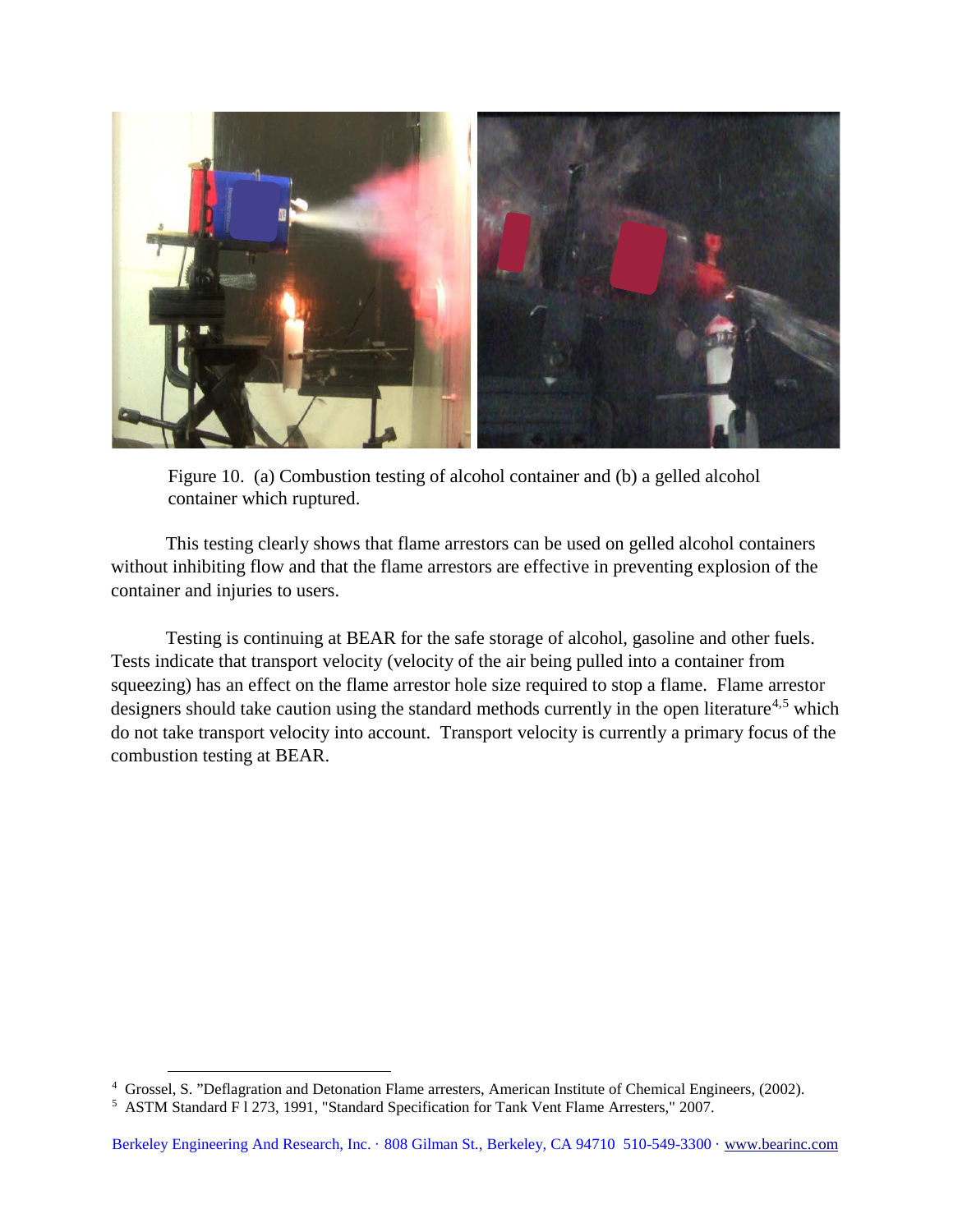Figure 10. (a) Combustion testing of alcohol container and (b) a gelled alcohol container which ruptured.

This testing clearly shows that flame arrestors can be used on gelled alcohol containers without inhibiting flow and that the flame arrestors are effective in preventing explosion of the container and injuries to users.

Testing is continuing at BEAR for the safe storage of alcohol, gasoline and other fuels. Tests indicate that transport velocity (velocity of the air being pulled into a container from squeezing) has an effect on the flame arrestor hole size required to stop a flame. Flame arrestor designers should take caution using the standard methods currently in the open literature[4,5] which do not take transport velocity into account. Transport velocity is currently a primary focus of the combustion testing at BEAR.

---

[4] Grossel, S. "Deflagration and Detonation Flame arresters, American Institute of Chemical Engineers, (2002).

[5] ASTM Standard F l 273, 1991, "Standard Specification for Tank Vent Flame Arresters," 2007.